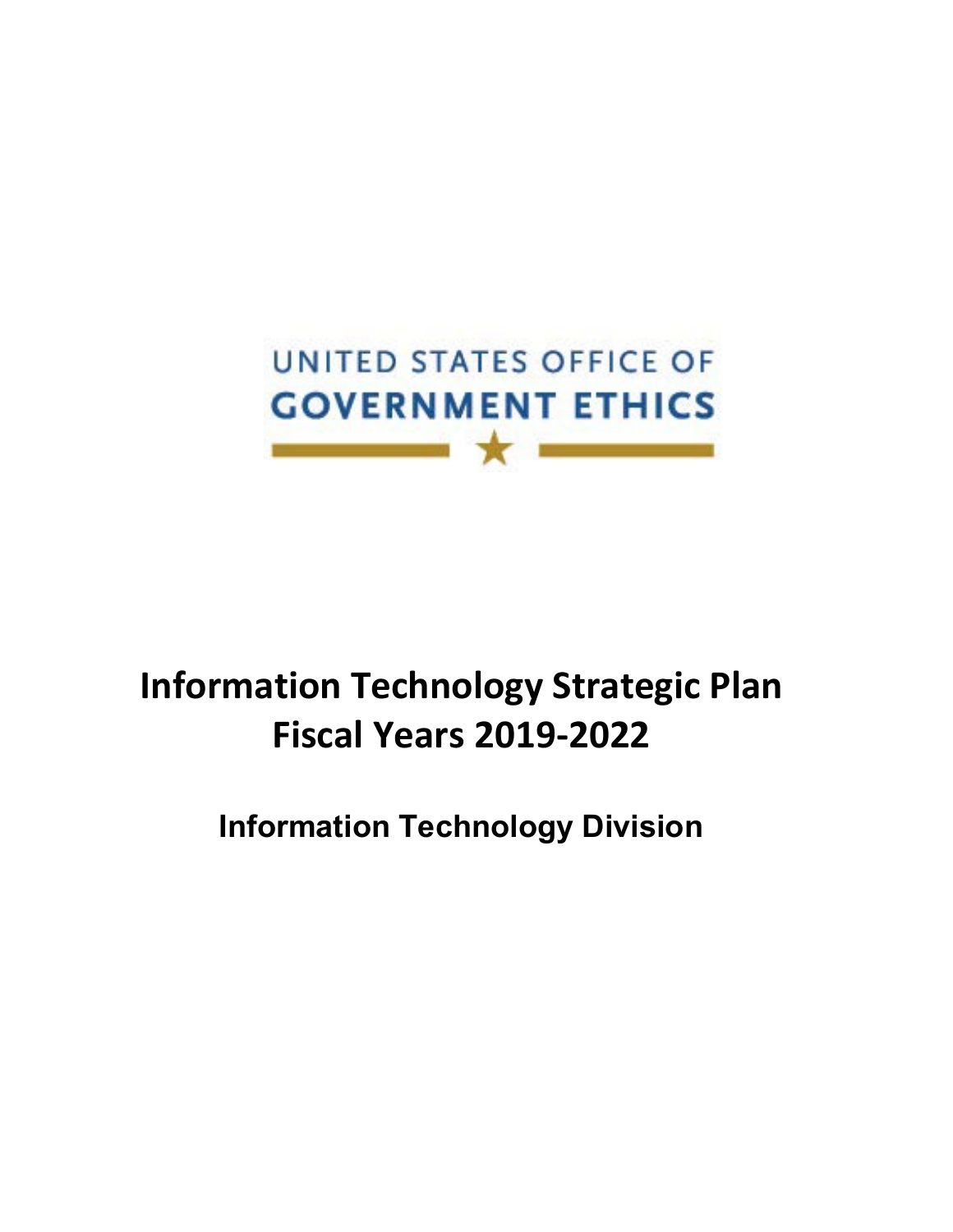UNITED STATES OFFICE OF
GOVERNMENT ETHICS

# Information Technology Strategic Plan Fiscal Years 2019-2022

## Information Technology Division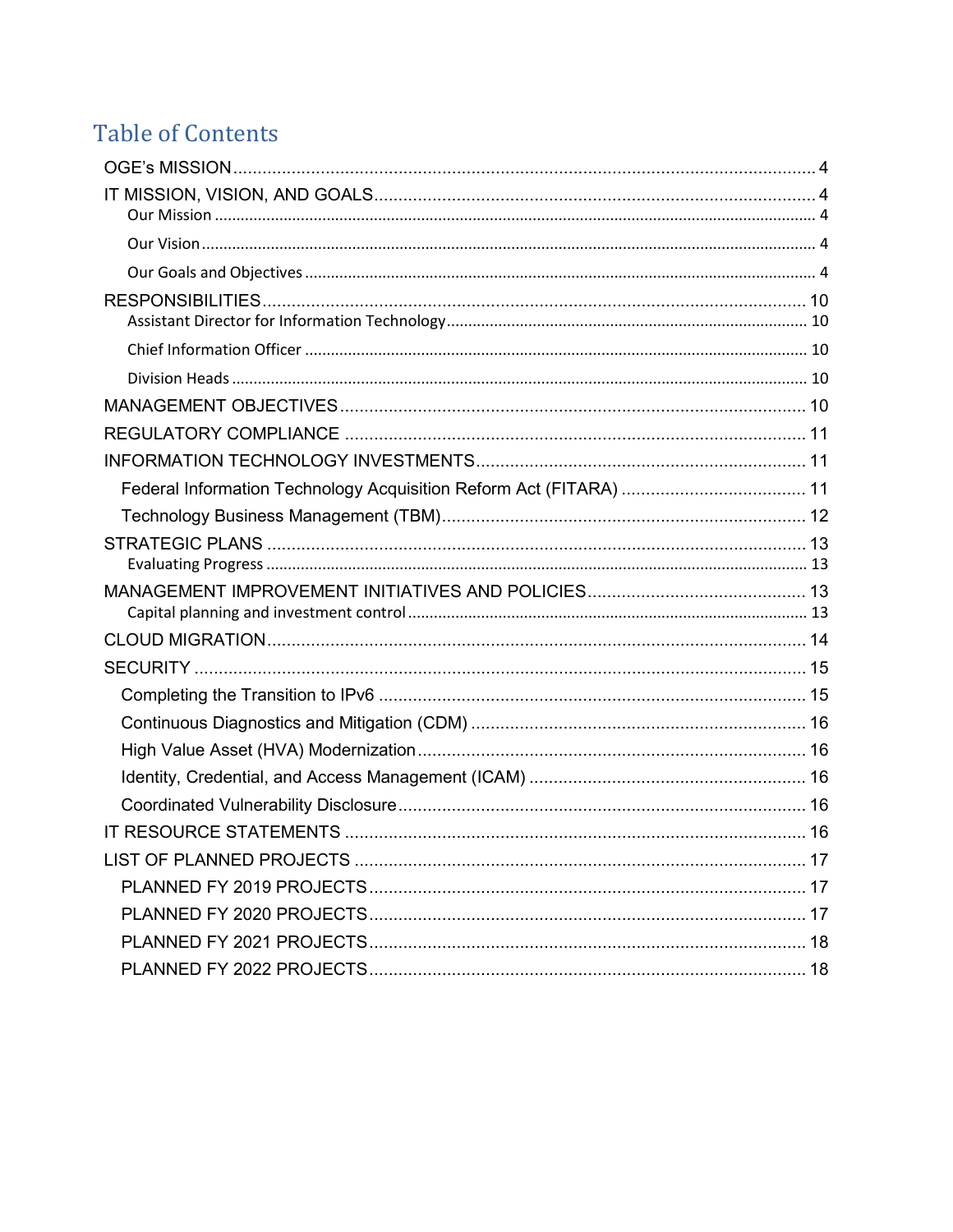# Table of Contents

- OGE's MISSION ..... 4
- IT MISSION, VISION, AND GOALS ..... 4
  - Our Mission ..... 4
  - Our Vision ..... 4
  - Our Goals and Objectives ..... 4
- RESPONSIBILITIES ..... 10
  - Assistant Director for Information Technology ..... 10
  - Chief Information Officer ..... 10
  - Division Heads ..... 10
- MANAGEMENT OBJECTIVES ..... 10
- REGULATORY COMPLIANCE ..... 11
- INFORMATION TECHNOLOGY INVESTMENTS ..... 11
  - Federal Information Technology Acquisition Reform Act (FITARA) ..... 11
  - Technology Business Management (TBM) ..... 12
- STRATEGIC PLANS ..... 13
  - Evaluating Progress ..... 13
- MANAGEMENT IMPROVEMENT INITIATIVES AND POLICIES ..... 13
  - Capital planning and investment control ..... 13
- CLOUD MIGRATION ..... 14
- SECURITY ..... 15
  - Completing the Transition to IPv6 ..... 15
  - Continuous Diagnostics and Mitigation (CDM) ..... 16
  - High Value Asset (HVA) Modernization ..... 16
  - Identity, Credential, and Access Management (ICAM) ..... 16
  - Coordinated Vulnerability Disclosure ..... 16
- IT RESOURCE STATEMENTS ..... 16
- LIST OF PLANNED PROJECTS ..... 17
  - PLANNED FY 2019 PROJECTS ..... 17
  - PLANNED FY 2020 PROJECTS ..... 17
  - PLANNED FY 2021 PROJECTS ..... 18
  - PLANNED FY 2022 PROJECTS ..... 18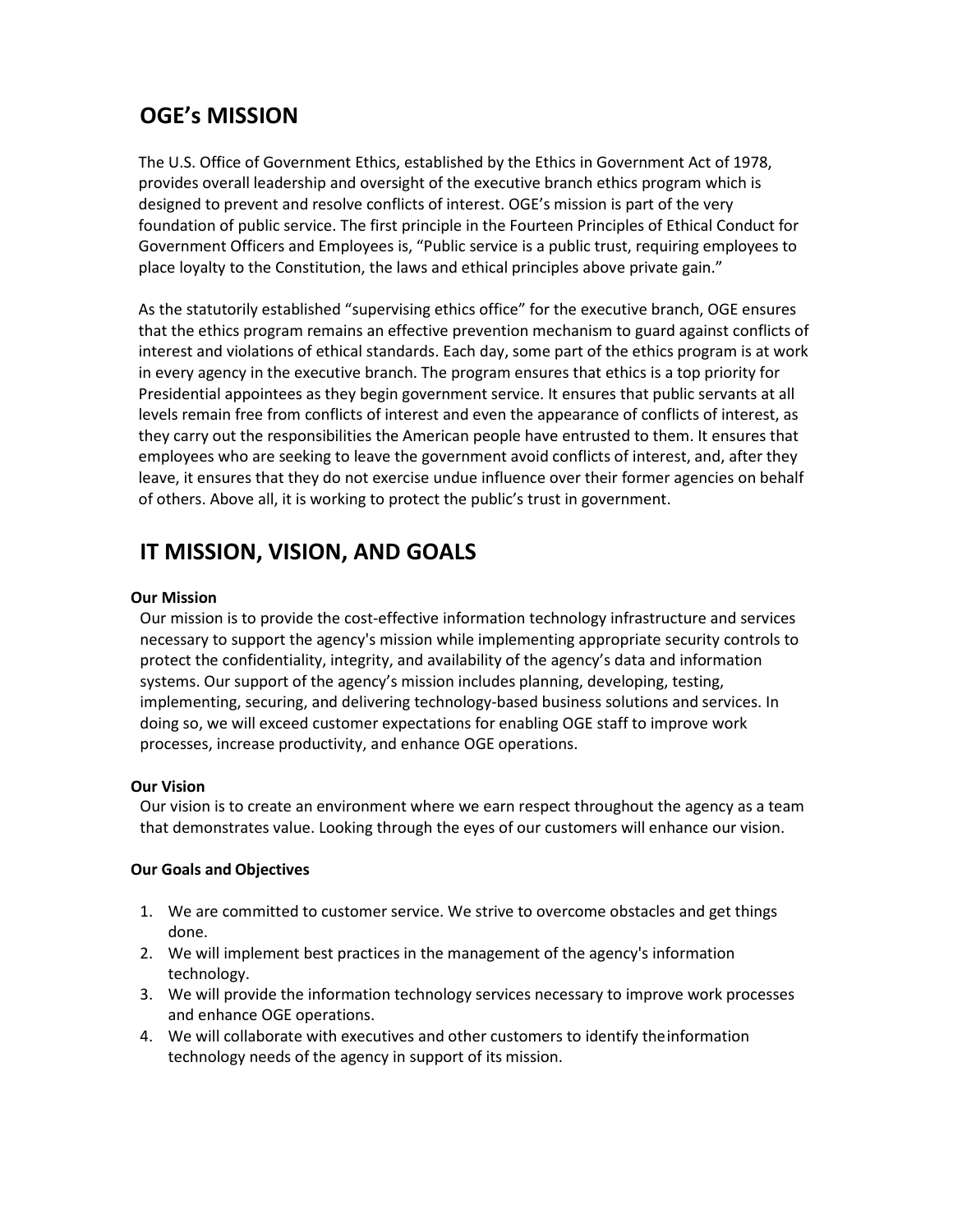## OGE's MISSION

The U.S. Office of Government Ethics, established by the Ethics in Government Act of 1978, provides overall leadership and oversight of the executive branch ethics program which is designed to prevent and resolve conflicts of interest. OGE's mission is part of the very foundation of public service. The first principle in the Fourteen Principles of Ethical Conduct for Government Officers and Employees is, "Public service is a public trust, requiring employees to place loyalty to the Constitution, the laws and ethical principles above private gain."

As the statutorily established "supervising ethics office" for the executive branch, OGE ensures that the ethics program remains an effective prevention mechanism to guard against conflicts of interest and violations of ethical standards. Each day, some part of the ethics program is at work in every agency in the executive branch. The program ensures that ethics is a top priority for Presidential appointees as they begin government service. It ensures that public servants at all levels remain free from conflicts of interest and even the appearance of conflicts of interest, as they carry out the responsibilities the American people have entrusted to them. It ensures that employees who are seeking to leave the government avoid conflicts of interest, and, after they leave, it ensures that they do not exercise undue influence over their former agencies on behalf of others. Above all, it is working to protect the public's trust in government.

## IT MISSION, VISION, AND GOALS

**Our Mission**

Our mission is to provide the cost-effective information technology infrastructure and services necessary to support the agency's mission while implementing appropriate security controls to protect the confidentiality, integrity, and availability of the agency's data and information systems. Our support of the agency's mission includes planning, developing, testing, implementing, securing, and delivering technology-based business solutions and services. In doing so, we will exceed customer expectations for enabling OGE staff to improve work processes, increase productivity, and enhance OGE operations.

**Our Vision**

Our vision is to create an environment where we earn respect throughout the agency as a team that demonstrates value. Looking through the eyes of our customers will enhance our vision.

**Our Goals and Objectives**

1. We are committed to customer service. We strive to overcome obstacles and get things done.
2. We will implement best practices in the management of the agency's information technology.
3. We will provide the information technology services necessary to improve work processes and enhance OGE operations.
4. We will collaborate with executives and other customers to identify the information technology needs of the agency in support of its mission.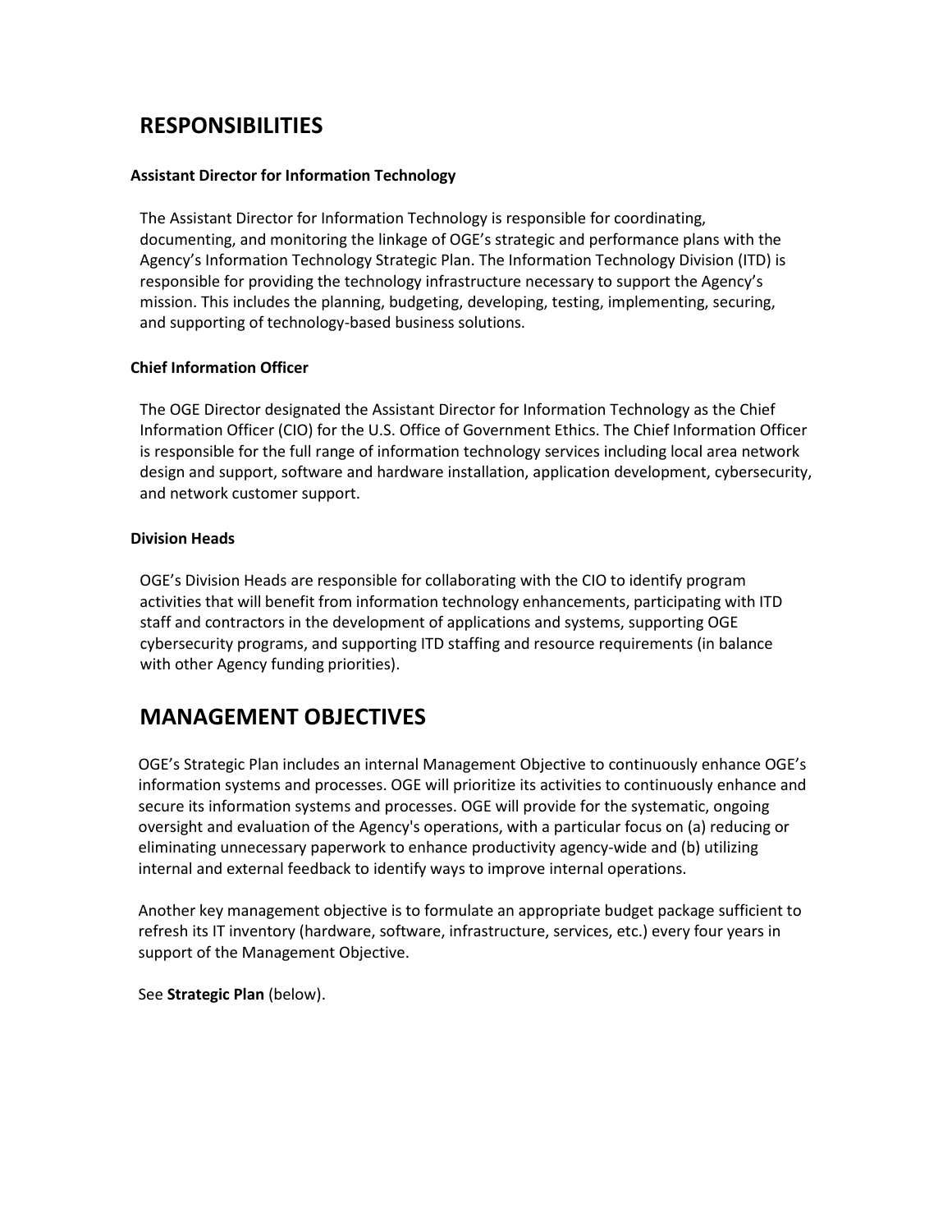## RESPONSIBILITIES

### Assistant Director for Information Technology

The Assistant Director for Information Technology is responsible for coordinating, documenting, and monitoring the linkage of OGE's strategic and performance plans with the Agency's Information Technology Strategic Plan. The Information Technology Division (ITD) is responsible for providing the technology infrastructure necessary to support the Agency's mission. This includes the planning, budgeting, developing, testing, implementing, securing, and supporting of technology-based business solutions.

### Chief Information Officer

The OGE Director designated the Assistant Director for Information Technology as the Chief Information Officer (CIO) for the U.S. Office of Government Ethics. The Chief Information Officer is responsible for the full range of information technology services including local area network design and support, software and hardware installation, application development, cybersecurity, and network customer support.

### Division Heads

OGE's Division Heads are responsible for collaborating with the CIO to identify program activities that will benefit from information technology enhancements, participating with ITD staff and contractors in the development of applications and systems, supporting OGE cybersecurity programs, and supporting ITD staffing and resource requirements (in balance with other Agency funding priorities).

## MANAGEMENT OBJECTIVES

OGE's Strategic Plan includes an internal Management Objective to continuously enhance OGE's information systems and processes. OGE will prioritize its activities to continuously enhance and secure its information systems and processes. OGE will provide for the systematic, ongoing oversight and evaluation of the Agency's operations, with a particular focus on (a) reducing or eliminating unnecessary paperwork to enhance productivity agency-wide and (b) utilizing internal and external feedback to identify ways to improve internal operations.

Another key management objective is to formulate an appropriate budget package sufficient to refresh its IT inventory (hardware, software, infrastructure, services, etc.) every four years in support of the Management Objective.

See **Strategic Plan** (below).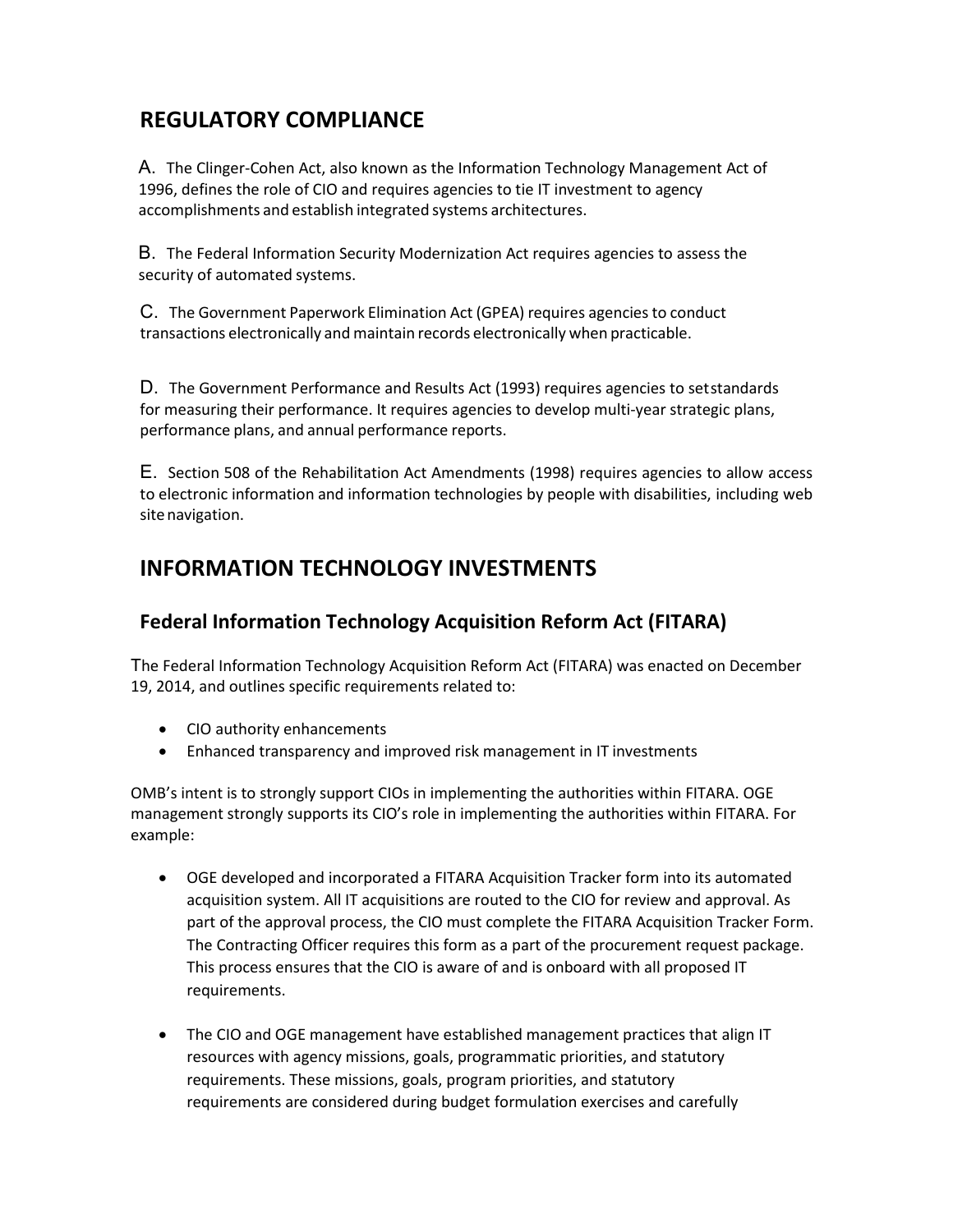## REGULATORY COMPLIANCE

A. The Clinger-Cohen Act, also known as the Information Technology Management Act of 1996, defines the role of CIO and requires agencies to tie IT investment to agency accomplishments and establish integrated systems architectures.

B. The Federal Information Security Modernization Act requires agencies to assess the security of automated systems.

C. The Government Paperwork Elimination Act (GPEA) requires agencies to conduct transactions electronically and maintain records electronically when practicable.

D. The Government Performance and Results Act (1993) requires agencies to set standards for measuring their performance. It requires agencies to develop multi-year strategic plans, performance plans, and annual performance reports.

E. Section 508 of the Rehabilitation Act Amendments (1998) requires agencies to allow access to electronic information and information technologies by people with disabilities, including web site navigation.

## INFORMATION TECHNOLOGY INVESTMENTS

### Federal Information Technology Acquisition Reform Act (FITARA)

The Federal Information Technology Acquisition Reform Act (FITARA) was enacted on December 19, 2014, and outlines specific requirements related to:

- CIO authority enhancements
- Enhanced transparency and improved risk management in IT investments

OMB's intent is to strongly support CIOs in implementing the authorities within FITARA. OGE management strongly supports its CIO's role in implementing the authorities within FITARA. For example:

- OGE developed and incorporated a FITARA Acquisition Tracker form into its automated acquisition system. All IT acquisitions are routed to the CIO for review and approval. As part of the approval process, the CIO must complete the FITARA Acquisition Tracker Form. The Contracting Officer requires this form as a part of the procurement request package. This process ensures that the CIO is aware of and is onboard with all proposed IT requirements.

- The CIO and OGE management have established management practices that align IT resources with agency missions, goals, programmatic priorities, and statutory requirements. These missions, goals, program priorities, and statutory requirements are considered during budget formulation exercises and carefully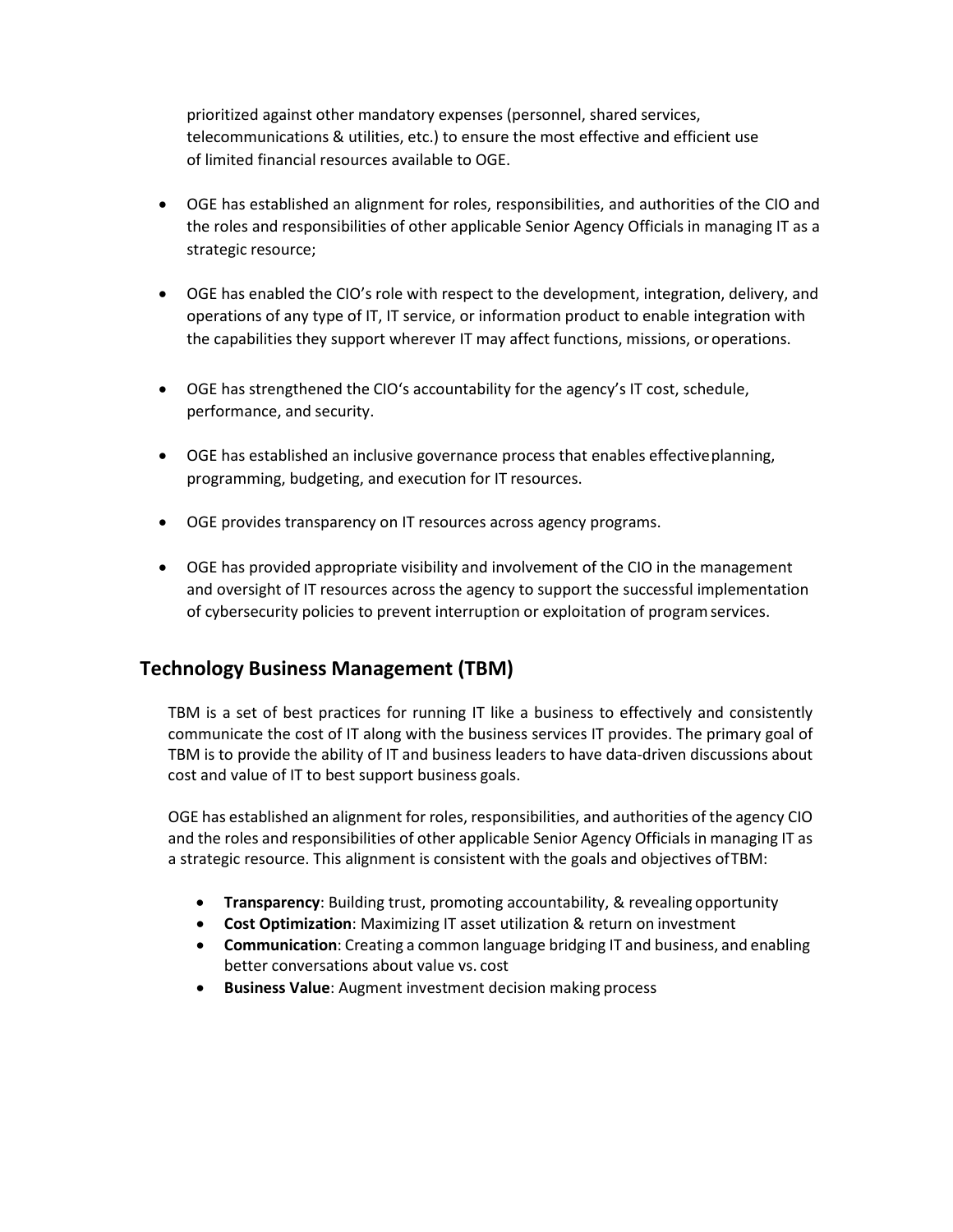prioritized against other mandatory expenses (personnel, shared services, telecommunications & utilities, etc.) to ensure the most effective and efficient use of limited financial resources available to OGE.

- OGE has established an alignment for roles, responsibilities, and authorities of the CIO and the roles and responsibilities of other applicable Senior Agency Officials in managing IT as a strategic resource;
- OGE has enabled the CIO's role with respect to the development, integration, delivery, and operations of any type of IT, IT service, or information product to enable integration with the capabilities they support wherever IT may affect functions, missions, or operations.
- OGE has strengthened the CIO's accountability for the agency's IT cost, schedule, performance, and security.
- OGE has established an inclusive governance process that enables effective planning, programming, budgeting, and execution for IT resources.
- OGE provides transparency on IT resources across agency programs.
- OGE has provided appropriate visibility and involvement of the CIO in the management and oversight of IT resources across the agency to support the successful implementation of cybersecurity policies to prevent interruption or exploitation of program services.

## Technology Business Management (TBM)

TBM is a set of best practices for running IT like a business to effectively and consistently communicate the cost of IT along with the business services IT provides. The primary goal of TBM is to provide the ability of IT and business leaders to have data-driven discussions about cost and value of IT to best support business goals.

OGE has established an alignment for roles, responsibilities, and authorities of the agency CIO and the roles and responsibilities of other applicable Senior Agency Officials in managing IT as a strategic resource. This alignment is consistent with the goals and objectives of TBM:

- **Transparency**: Building trust, promoting accountability, & revealing opportunity
- **Cost Optimization**: Maximizing IT asset utilization & return on investment
- **Communication**: Creating a common language bridging IT and business, and enabling better conversations about value vs. cost
- **Business Value**: Augment investment decision making process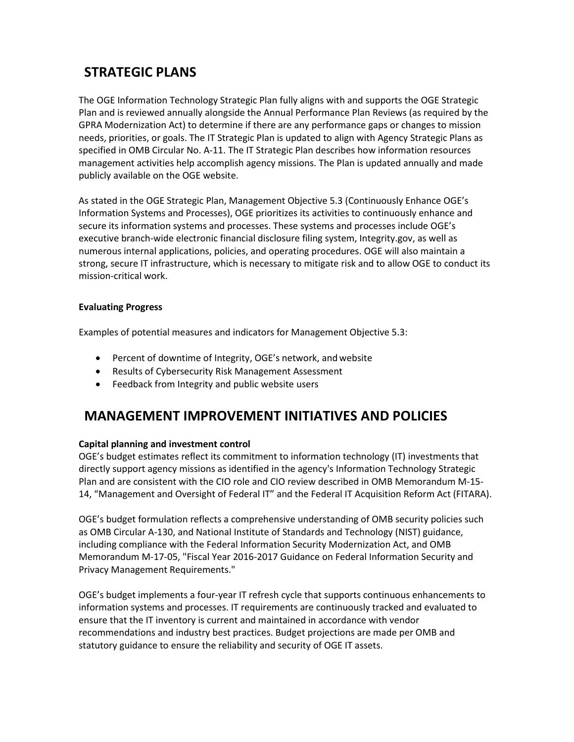## STRATEGIC PLANS

The OGE Information Technology Strategic Plan fully aligns with and supports the OGE Strategic Plan and is reviewed annually alongside the Annual Performance Plan Reviews (as required by the GPRA Modernization Act) to determine if there are any performance gaps or changes to mission needs, priorities, or goals. The IT Strategic Plan is updated to align with Agency Strategic Plans as specified in OMB Circular No. A-11. The IT Strategic Plan describes how information resources management activities help accomplish agency missions. The Plan is updated annually and made publicly available on the OGE website.

As stated in the OGE Strategic Plan, Management Objective 5.3 (Continuously Enhance OGE's Information Systems and Processes), OGE prioritizes its activities to continuously enhance and secure its information systems and processes. These systems and processes include OGE's executive branch-wide electronic financial disclosure filing system, Integrity.gov, as well as numerous internal applications, policies, and operating procedures. OGE will also maintain a strong, secure IT infrastructure, which is necessary to mitigate risk and to allow OGE to conduct its mission-critical work.

**Evaluating Progress**

Examples of potential measures and indicators for Management Objective 5.3:

- Percent of downtime of Integrity, OGE's network, and website
- Results of Cybersecurity Risk Management Assessment
- Feedback from Integrity and public website users

## MANAGEMENT IMPROVEMENT INITIATIVES AND POLICIES

**Capital planning and investment control**

OGE's budget estimates reflect its commitment to information technology (IT) investments that directly support agency missions as identified in the agency's Information Technology Strategic Plan and are consistent with the CIO role and CIO review described in OMB Memorandum M-15-14, "Management and Oversight of Federal IT" and the Federal IT Acquisition Reform Act (FITARA).

OGE's budget formulation reflects a comprehensive understanding of OMB security policies such as OMB Circular A-130, and National Institute of Standards and Technology (NIST) guidance, including compliance with the Federal Information Security Modernization Act, and OMB Memorandum M-17-05, "Fiscal Year 2016-2017 Guidance on Federal Information Security and Privacy Management Requirements."

OGE's budget implements a four-year IT refresh cycle that supports continuous enhancements to information systems and processes. IT requirements are continuously tracked and evaluated to ensure that the IT inventory is current and maintained in accordance with vendor recommendations and industry best practices. Budget projections are made per OMB and statutory guidance to ensure the reliability and security of OGE IT assets.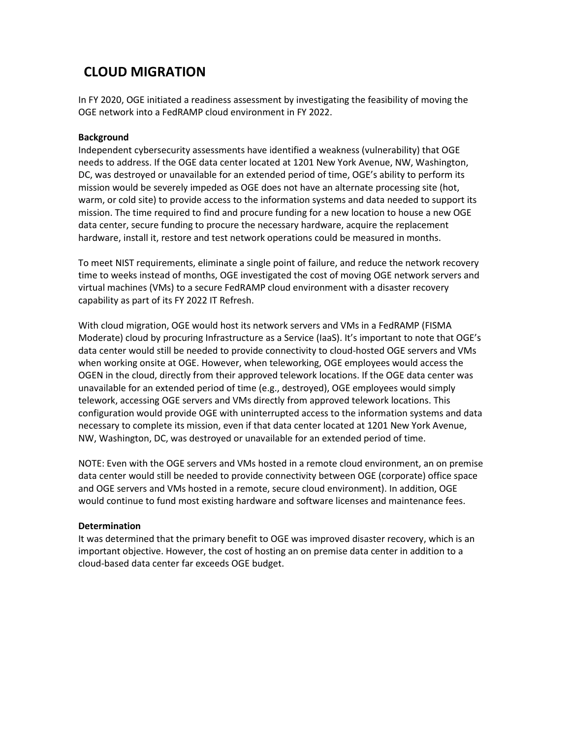# CLOUD MIGRATION

In FY 2020, OGE initiated a readiness assessment by investigating the feasibility of moving the OGE network into a FedRAMP cloud environment in FY 2022.

**Background**

Independent cybersecurity assessments have identified a weakness (vulnerability) that OGE needs to address. If the OGE data center located at 1201 New York Avenue, NW, Washington, DC, was destroyed or unavailable for an extended period of time, OGE's ability to perform its mission would be severely impeded as OGE does not have an alternate processing site (hot, warm, or cold site) to provide access to the information systems and data needed to support its mission. The time required to find and procure funding for a new location to house a new OGE data center, secure funding to procure the necessary hardware, acquire the replacement hardware, install it, restore and test network operations could be measured in months.

To meet NIST requirements, eliminate a single point of failure, and reduce the network recovery time to weeks instead of months, OGE investigated the cost of moving OGE network servers and virtual machines (VMs) to a secure FedRAMP cloud environment with a disaster recovery capability as part of its FY 2022 IT Refresh.

With cloud migration, OGE would host its network servers and VMs in a FedRAMP (FISMA Moderate) cloud by procuring Infrastructure as a Service (IaaS). It's important to note that OGE's data center would still be needed to provide connectivity to cloud-hosted OGE servers and VMs when working onsite at OGE. However, when teleworking, OGE employees would access the OGEN in the cloud, directly from their approved telework locations. If the OGE data center was unavailable for an extended period of time (e.g., destroyed), OGE employees would simply telework, accessing OGE servers and VMs directly from approved telework locations. This configuration would provide OGE with uninterrupted access to the information systems and data necessary to complete its mission, even if that data center located at 1201 New York Avenue, NW, Washington, DC, was destroyed or unavailable for an extended period of time.

NOTE: Even with the OGE servers and VMs hosted in a remote cloud environment, an on premise data center would still be needed to provide connectivity between OGE (corporate) office space and OGE servers and VMs hosted in a remote, secure cloud environment). In addition, OGE would continue to fund most existing hardware and software licenses and maintenance fees.

**Determination**

It was determined that the primary benefit to OGE was improved disaster recovery, which is an important objective. However, the cost of hosting an on premise data center in addition to a cloud-based data center far exceeds OGE budget.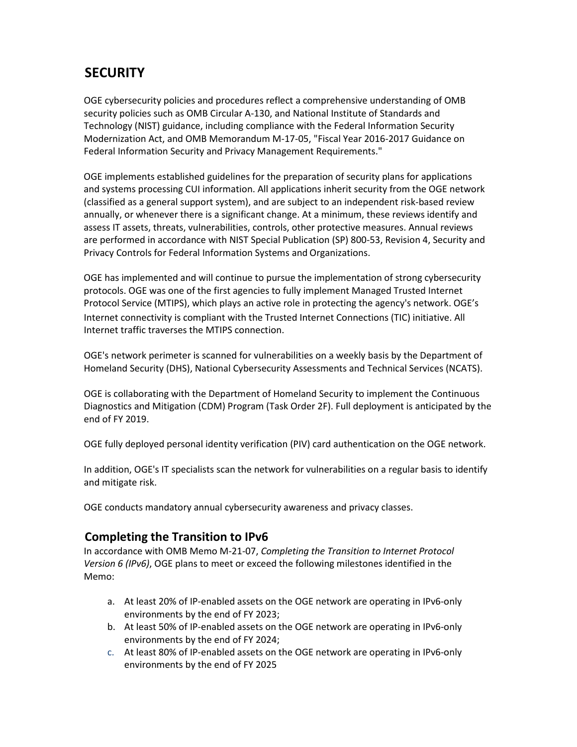# SECURITY

OGE cybersecurity policies and procedures reflect a comprehensive understanding of OMB security policies such as OMB Circular A-130, and National Institute of Standards and Technology (NIST) guidance, including compliance with the Federal Information Security Modernization Act, and OMB Memorandum M-17-05, "Fiscal Year 2016-2017 Guidance on Federal Information Security and Privacy Management Requirements."

OGE implements established guidelines for the preparation of security plans for applications and systems processing CUI information. All applications inherit security from the OGE network (classified as a general support system), and are subject to an independent risk-based review annually, or whenever there is a significant change. At a minimum, these reviews identify and assess IT assets, threats, vulnerabilities, controls, other protective measures. Annual reviews are performed in accordance with NIST Special Publication (SP) 800-53, Revision 4, Security and Privacy Controls for Federal Information Systems and Organizations.

OGE has implemented and will continue to pursue the implementation of strong cybersecurity protocols. OGE was one of the first agencies to fully implement Managed Trusted Internet Protocol Service (MTIPS), which plays an active role in protecting the agency's network. OGE's Internet connectivity is compliant with the Trusted Internet Connections (TIC) initiative. All Internet traffic traverses the MTIPS connection.

OGE's network perimeter is scanned for vulnerabilities on a weekly basis by the Department of Homeland Security (DHS), National Cybersecurity Assessments and Technical Services (NCATS).

OGE is collaborating with the Department of Homeland Security to implement the Continuous Diagnostics and Mitigation (CDM) Program (Task Order 2F). Full deployment is anticipated by the end of FY 2019.

OGE fully deployed personal identity verification (PIV) card authentication on the OGE network.

In addition, OGE's IT specialists scan the network for vulnerabilities on a regular basis to identify and mitigate risk.

OGE conducts mandatory annual cybersecurity awareness and privacy classes.

## Completing the Transition to IPv6

In accordance with OMB Memo M-21-07, *Completing the Transition to Internet Protocol Version 6 (IPv6)*, OGE plans to meet or exceed the following milestones identified in the Memo:

a. At least 20% of IP-enabled assets on the OGE network are operating in IPv6-only environments by the end of FY 2023;
b. At least 50% of IP-enabled assets on the OGE network are operating in IPv6-only environments by the end of FY 2024;
c. At least 80% of IP-enabled assets on the OGE network are operating in IPv6-only environments by the end of FY 2025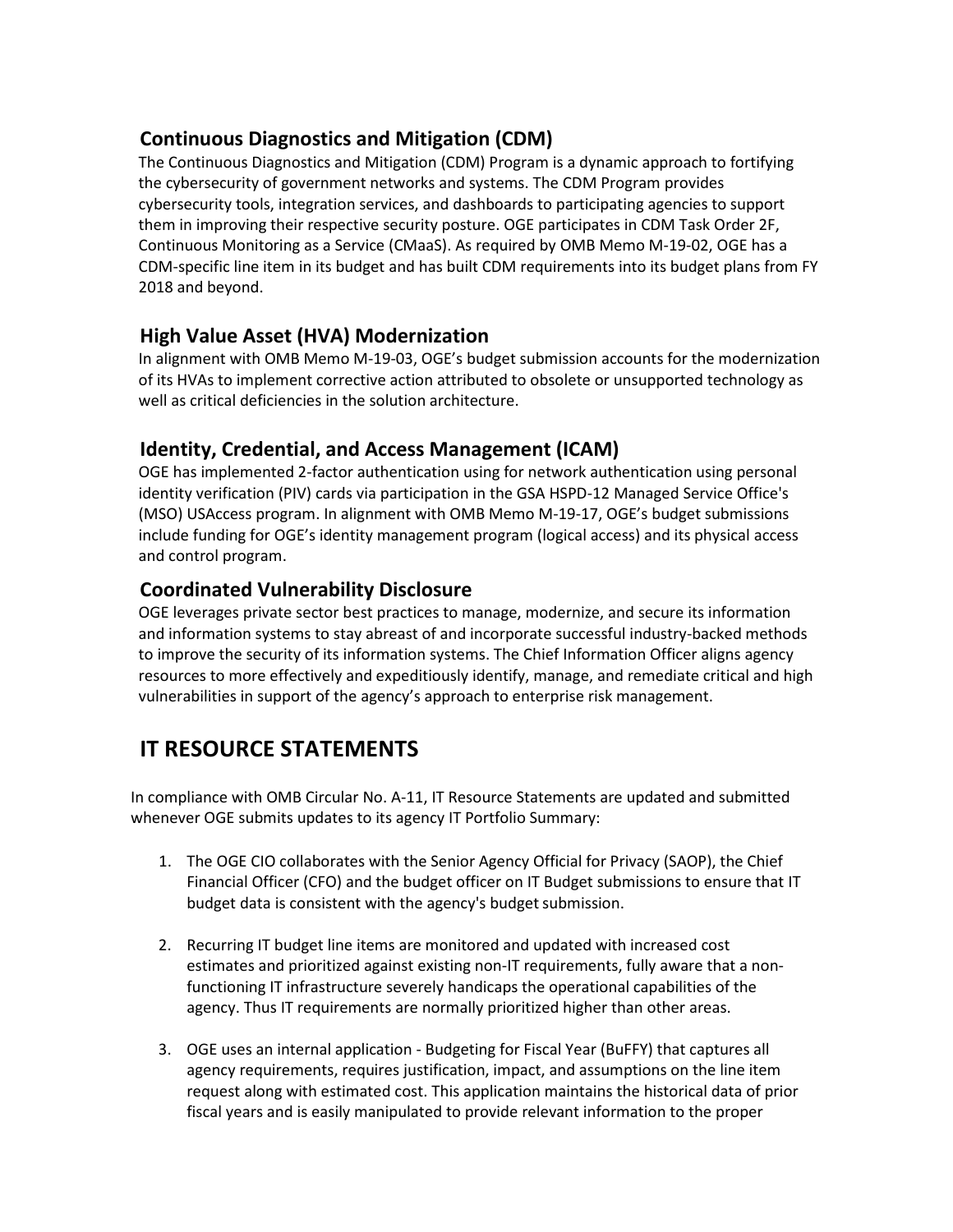## Continuous Diagnostics and Mitigation (CDM)

The Continuous Diagnostics and Mitigation (CDM) Program is a dynamic approach to fortifying the cybersecurity of government networks and systems. The CDM Program provides cybersecurity tools, integration services, and dashboards to participating agencies to support them in improving their respective security posture. OGE participates in CDM Task Order 2F, Continuous Monitoring as a Service (CMaaS). As required by OMB Memo M-19-02, OGE has a CDM-specific line item in its budget and has built CDM requirements into its budget plans from FY 2018 and beyond.

## High Value Asset (HVA) Modernization

In alignment with OMB Memo M-19-03, OGE's budget submission accounts for the modernization of its HVAs to implement corrective action attributed to obsolete or unsupported technology as well as critical deficiencies in the solution architecture.

## Identity, Credential, and Access Management (ICAM)

OGE has implemented 2-factor authentication using for network authentication using personal identity verification (PIV) cards via participation in the GSA HSPD-12 Managed Service Office's (MSO) USAccess program. In alignment with OMB Memo M-19-17, OGE's budget submissions include funding for OGE's identity management program (logical access) and its physical access and control program.

## Coordinated Vulnerability Disclosure

OGE leverages private sector best practices to manage, modernize, and secure its information and information systems to stay abreast of and incorporate successful industry-backed methods to improve the security of its information systems. The Chief Information Officer aligns agency resources to more effectively and expeditiously identify, manage, and remediate critical and high vulnerabilities in support of the agency's approach to enterprise risk management.

# IT RESOURCE STATEMENTS

In compliance with OMB Circular No. A-11, IT Resource Statements are updated and submitted whenever OGE submits updates to its agency IT Portfolio Summary:

1. The OGE CIO collaborates with the Senior Agency Official for Privacy (SAOP), the Chief Financial Officer (CFO) and the budget officer on IT Budget submissions to ensure that IT budget data is consistent with the agency's budget submission.

2. Recurring IT budget line items are monitored and updated with increased cost estimates and prioritized against existing non-IT requirements, fully aware that a non-functioning IT infrastructure severely handicaps the operational capabilities of the agency. Thus IT requirements are normally prioritized higher than other areas.

3. OGE uses an internal application - Budgeting for Fiscal Year (BuFFY) that captures all agency requirements, requires justification, impact, and assumptions on the line item request along with estimated cost. This application maintains the historical data of prior fiscal years and is easily manipulated to provide relevant information to the proper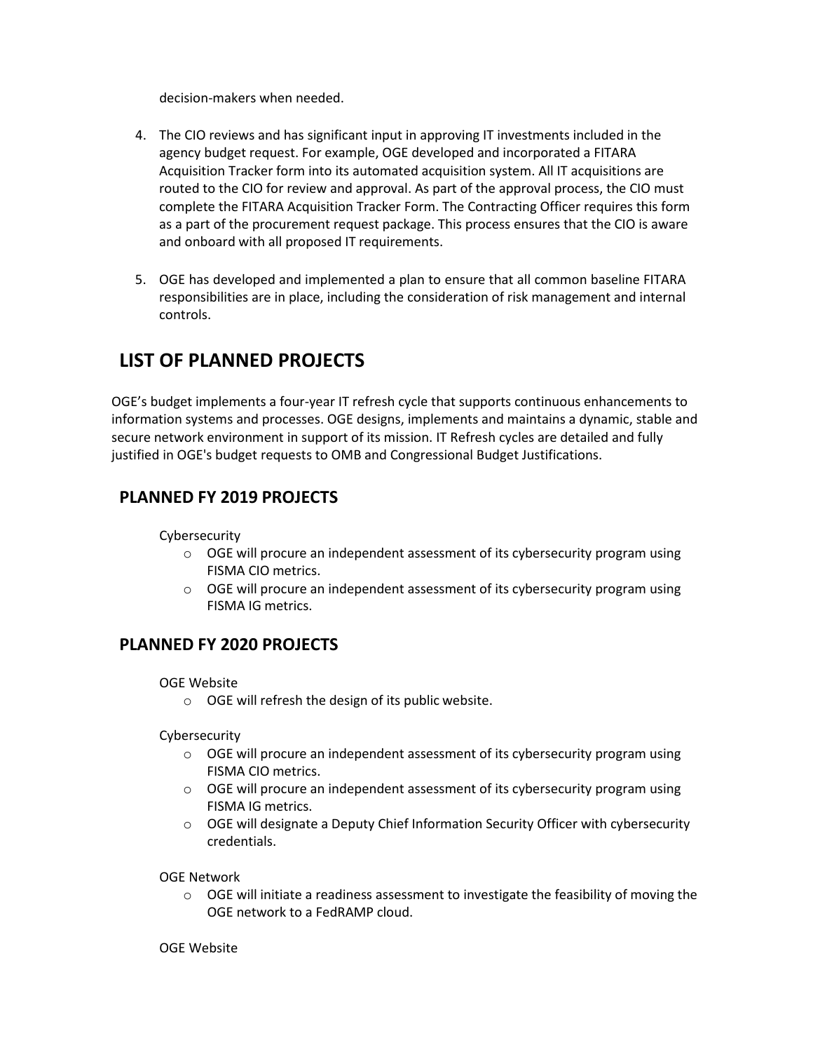decision-makers when needed.

4. The CIO reviews and has significant input in approving IT investments included in the agency budget request. For example, OGE developed and incorporated a FITARA Acquisition Tracker form into its automated acquisition system. All IT acquisitions are routed to the CIO for review and approval. As part of the approval process, the CIO must complete the FITARA Acquisition Tracker Form. The Contracting Officer requires this form as a part of the procurement request package. This process ensures that the CIO is aware and onboard with all proposed IT requirements.

5. OGE has developed and implemented a plan to ensure that all common baseline FITARA responsibilities are in place, including the consideration of risk management and internal controls.

# LIST OF PLANNED PROJECTS

OGE's budget implements a four-year IT refresh cycle that supports continuous enhancements to information systems and processes. OGE designs, implements and maintains a dynamic, stable and secure network environment in support of its mission. IT Refresh cycles are detailed and fully justified in OGE's budget requests to OMB and Congressional Budget Justifications.

## PLANNED FY 2019 PROJECTS

Cybersecurity

- OGE will procure an independent assessment of its cybersecurity program using FISMA CIO metrics.
- OGE will procure an independent assessment of its cybersecurity program using FISMA IG metrics.

## PLANNED FY 2020 PROJECTS

OGE Website

- OGE will refresh the design of its public website.

Cybersecurity

- OGE will procure an independent assessment of its cybersecurity program using FISMA CIO metrics.
- OGE will procure an independent assessment of its cybersecurity program using FISMA IG metrics.
- OGE will designate a Deputy Chief Information Security Officer with cybersecurity credentials.

OGE Network

- OGE will initiate a readiness assessment to investigate the feasibility of moving the OGE network to a FedRAMP cloud.

OGE Website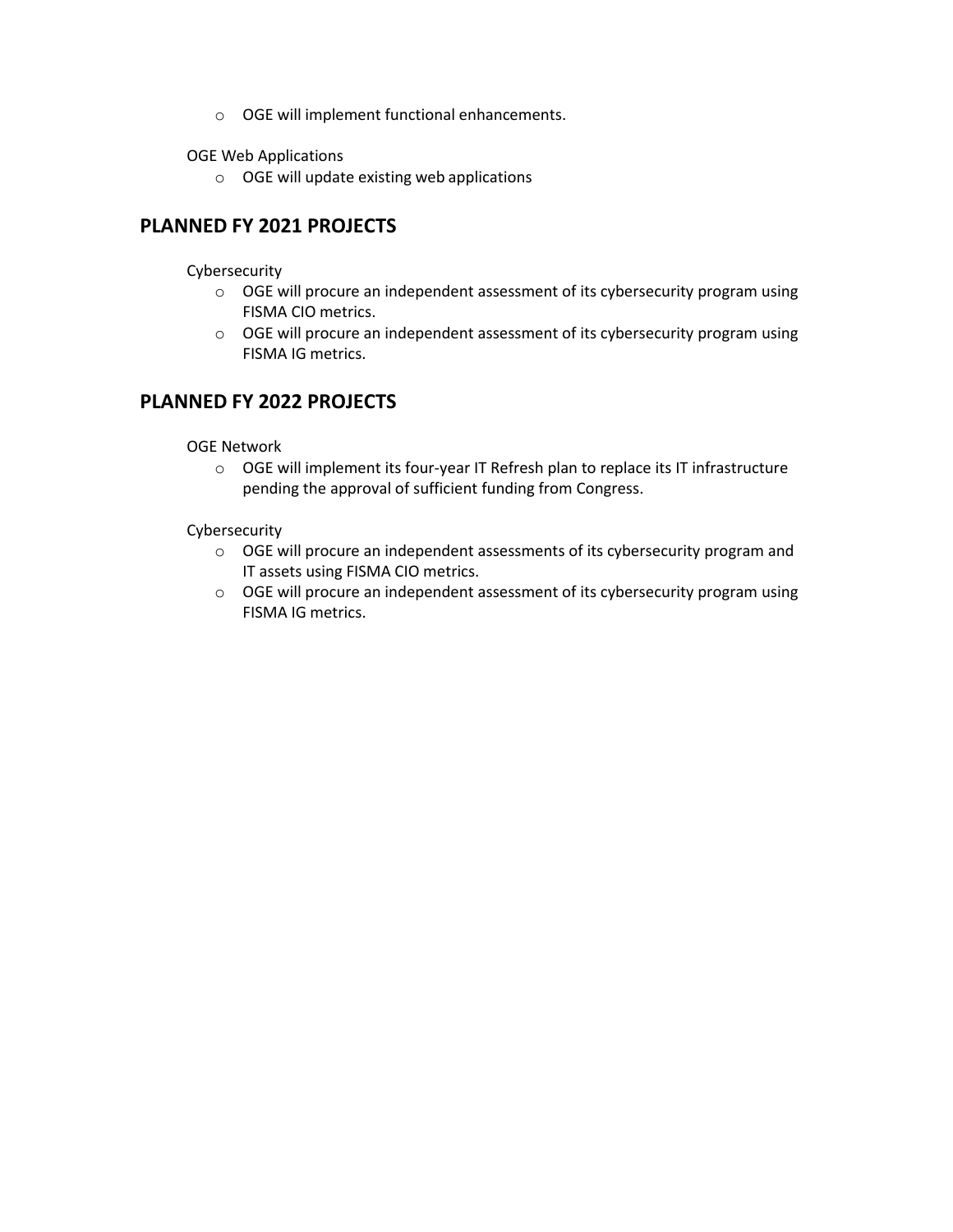- OGE will implement functional enhancements.

OGE Web Applications

- OGE will update existing web applications

## PLANNED FY 2021 PROJECTS

Cybersecurity

- OGE will procure an independent assessment of its cybersecurity program using FISMA CIO metrics.
- OGE will procure an independent assessment of its cybersecurity program using FISMA IG metrics.

## PLANNED FY 2022 PROJECTS

OGE Network

- OGE will implement its four-year IT Refresh plan to replace its IT infrastructure pending the approval of sufficient funding from Congress.

Cybersecurity

- OGE will procure an independent assessments of its cybersecurity program and IT assets using FISMA CIO metrics.
- OGE will procure an independent assessment of its cybersecurity program using FISMA IG metrics.